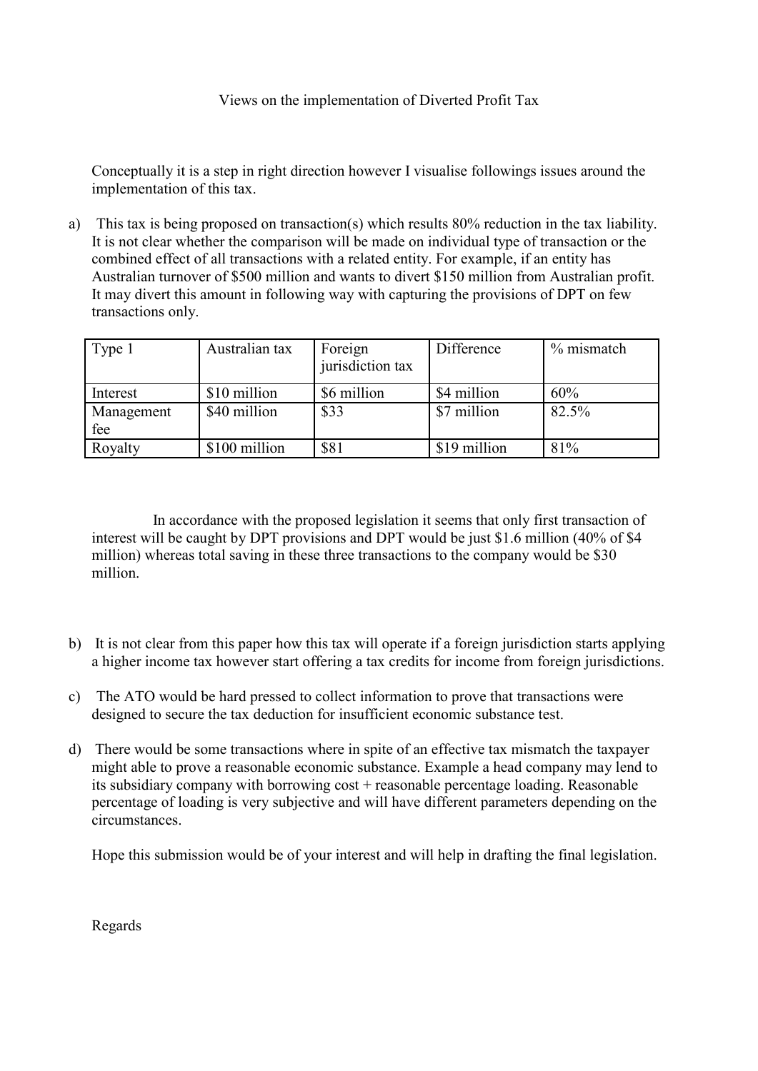Views on the implementation of Diverted Profit Tax

Conceptually it is a step in right direction however I visualise followings issues around the implementation of this tax.

a) This tax is being proposed on transaction(s) which results 80% reduction in the tax liability. It is not clear whether the comparison will be made on individual type of transaction or the combined effect of all transactions with a related entity. For example, if an entity has Australian turnover of $500 million and wants to divert $150 million from Australian profit. It may divert this amount in following way with capturing the provisions of DPT on few transactions only.

| Type 1 | Australian tax | Foreign jurisdiction tax | Difference | % mismatch |
|---|---|---|---|---|
| Interest | $10 million | $6 million | $4 million | 60% |
| Management fee | $40 million | $33 | $7 million | 82.5% |
| Royalty | $100 million | $81 | $19 million | 81% |

In accordance with the proposed legislation it seems that only first transaction of interest will be caught by DPT provisions and DPT would be just $1.6 million (40% of $4 million) whereas total saving in these three transactions to the company would be $30 million.

b) It is not clear from this paper how this tax will operate if a foreign jurisdiction starts applying a higher income tax however start offering a tax credits for income from foreign jurisdictions.

c) The ATO would be hard pressed to collect information to prove that transactions were designed to secure the tax deduction for insufficient economic substance test.

d) There would be some transactions where in spite of an effective tax mismatch the taxpayer might able to prove a reasonable economic substance. Example a head company may lend to its subsidiary company with borrowing cost + reasonable percentage loading. Reasonable percentage of loading is very subjective and will have different parameters depending on the circumstances.

Hope this submission would be of your interest and will help in drafting the final legislation.

Regards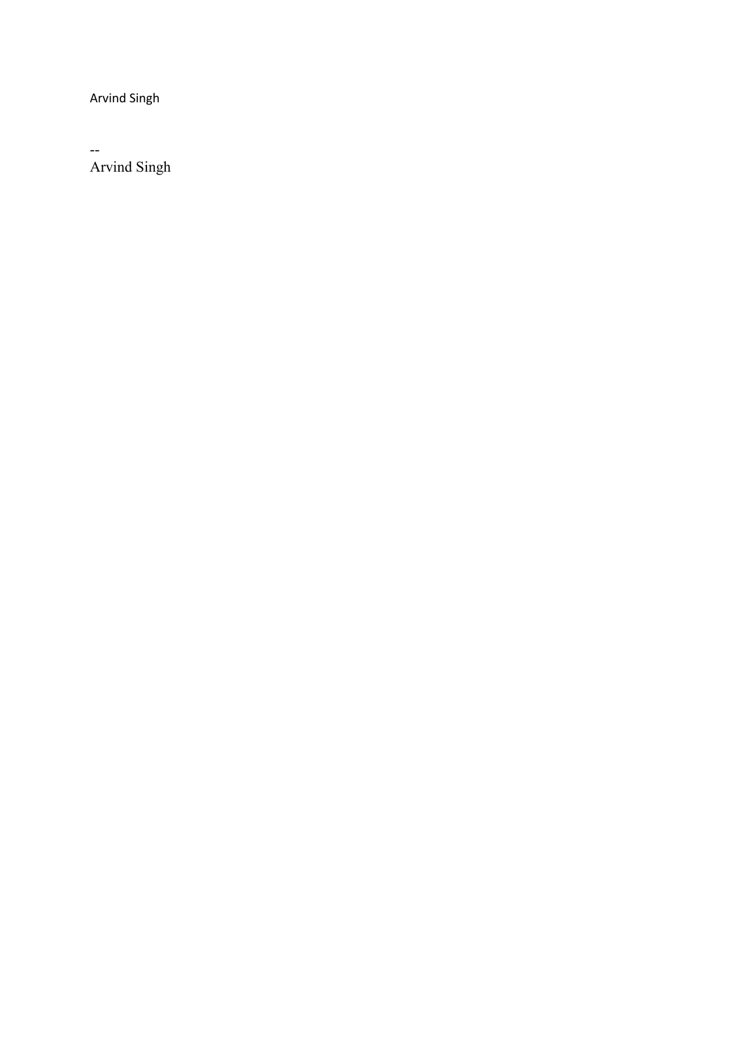Arvind Singh

--
Arvind Singh